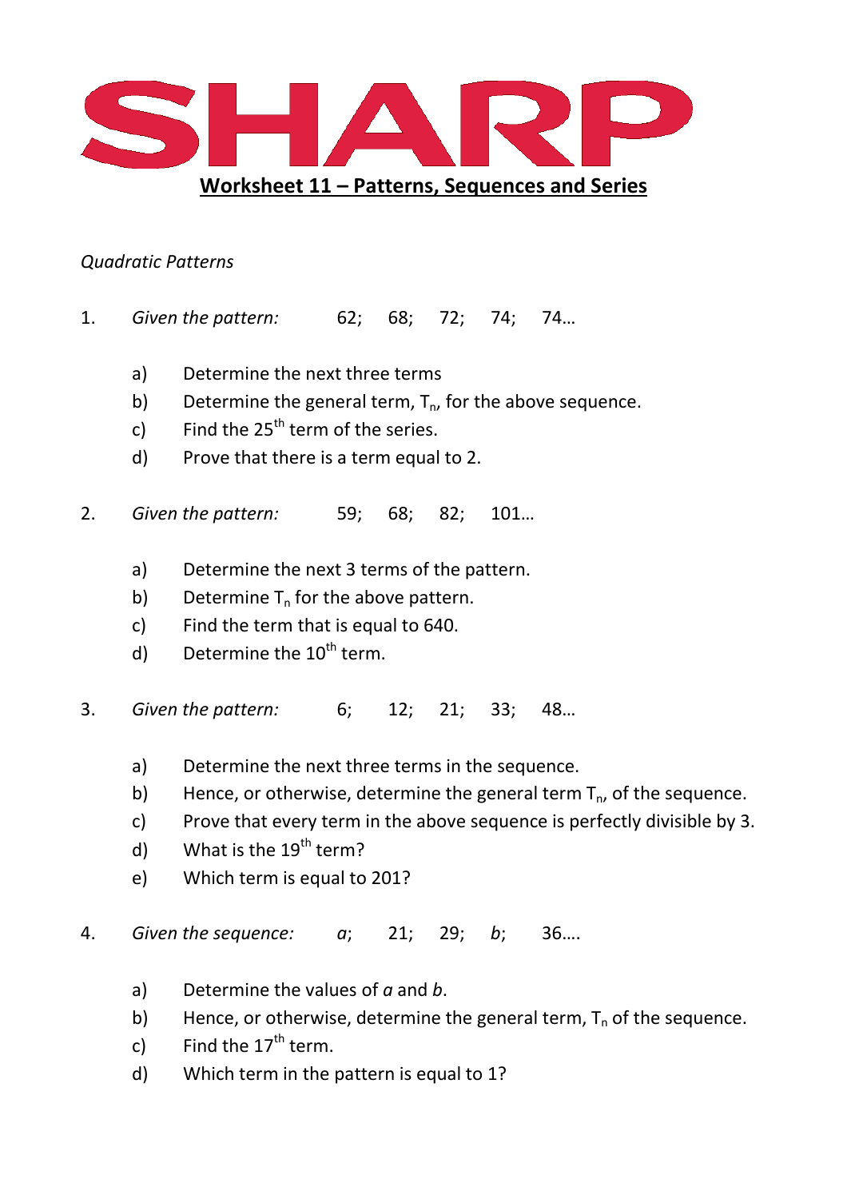# SHARP

## Worksheet 11 – Patterns, Sequences and Series

*Quadratic Patterns*

1. *Given the pattern:* 62; 68; 72; 74; 74…

   a) Determine the next three terms

   b) Determine the general term, $T_n$, for the above sequence.

   c) Find the 25th term of the series.

   d) Prove that there is a term equal to 2.

2. *Given the pattern:* 59; 68; 82; 101…

   a) Determine the next 3 terms of the pattern.

   b) Determine $T_n$ for the above pattern.

   c) Find the term that is equal to 640.

   d) Determine the 10th term.

3. *Given the pattern:* 6; 12; 21; 33; 48…

   a) Determine the next three terms in the sequence.

   b) Hence, or otherwise, determine the general term $T_n$, of the sequence.

   c) Prove that every term in the above sequence is perfectly divisible by 3.

   d) What is the 19th term?

   e) Which term is equal to 201?

4. *Given the sequence:* *a*; 21; 29; *b*; 36….

   a) Determine the values of *a* and *b*.

   b) Hence, or otherwise, determine the general term, $T_n$ of the sequence.

   c) Find the 17th term.

   d) Which term in the pattern is equal to 1?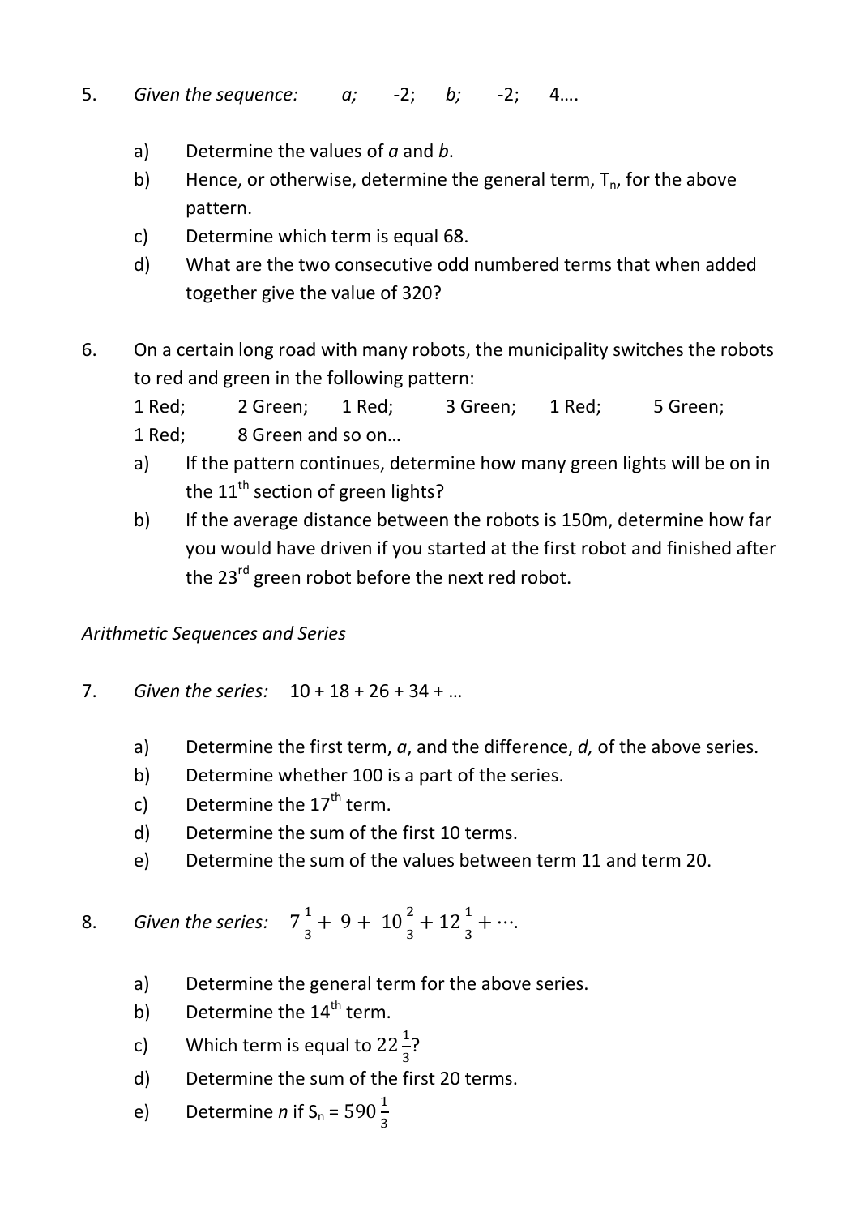5. *Given the sequence:* $a$; -2; $b$; -2; 4….

   a) Determine the values of $a$ and $b$.
   
   b) Hence, or otherwise, determine the general term, $T_n$, for the above pattern.
   
   c) Determine which term is equal 68.
   
   d) What are the two consecutive odd numbered terms that when added together give the value of 320?

6. On a certain long road with many robots, the municipality switches the robots to red and green in the following pattern:
   1 Red; 2 Green; 1 Red; 3 Green; 1 Red; 5 Green;
   1 Red; 8 Green and so on…

   a) If the pattern continues, determine how many green lights will be on in the 11th section of green lights?
   
   b) If the average distance between the robots is 150m, determine how far you would have driven if you started at the first robot and finished after the 23rd green robot before the next red robot.

*Arithmetic Sequences and Series*

7. *Given the series:* 10 + 18 + 26 + 34 + …

   a) Determine the first term, $a$, and the difference, $d$, of the above series.
   
   b) Determine whether 100 is a part of the series.
   
   c) Determine the 17th term.
   
   d) Determine the sum of the first 10 terms.
   
   e) Determine the sum of the values between term 11 and term 20.

8. *Given the series:* $7\frac{1}{3} + 9 + 10\frac{2}{3} + 12\frac{1}{3} + \cdots$.

   a) Determine the general term for the above series.
   
   b) Determine the 14th term.
   
   c) Which term is equal to $22\frac{1}{3}$?
   
   d) Determine the sum of the first 20 terms.
   
   e) Determine $n$ if $S_n = 590\frac{1}{3}$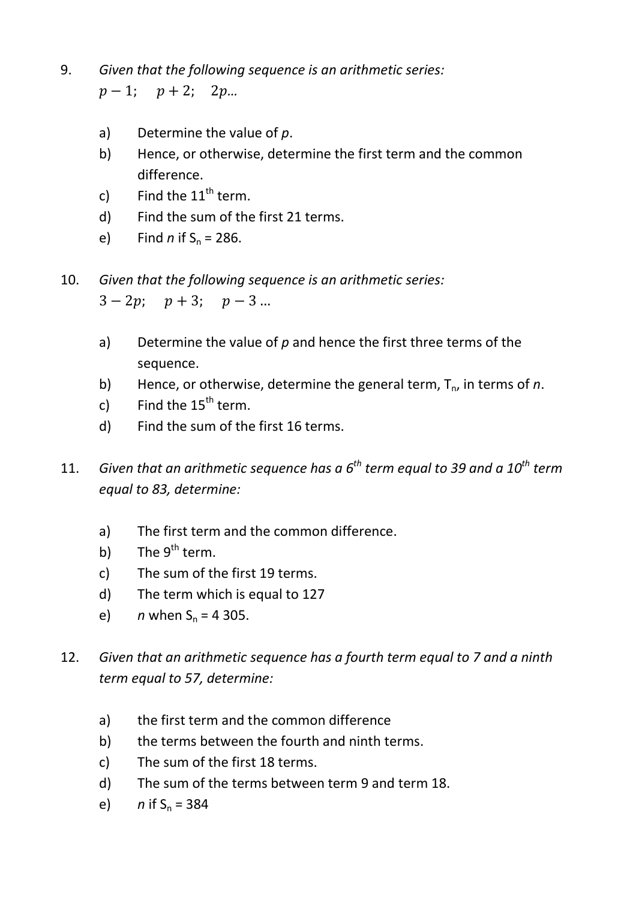9. *Given that the following sequence is an arithmetic series:*
   $p - 1; \quad p + 2; \quad 2p\ldots$

   a) Determine the value of *p*.
   b) Hence, or otherwise, determine the first term and the common difference.
   c) Find the 11$^{th}$ term.
   d) Find the sum of the first 21 terms.
   e) Find *n* if $S_n = 286$.

10. *Given that the following sequence is an arithmetic series:*
    $3 - 2p; \quad p + 3; \quad p - 3\ldots$

    a) Determine the value of *p* and hence the first three terms of the sequence.
    b) Hence, or otherwise, determine the general term, $T_n$, in terms of *n*.
    c) Find the 15$^{th}$ term.
    d) Find the sum of the first 16 terms.

11. *Given that an arithmetic sequence has a 6$^{th}$ term equal to 39 and a 10$^{th}$ term equal to 83, determine:*

    a) The first term and the common difference.
    b) The 9$^{th}$ term.
    c) The sum of the first 19 terms.
    d) The term which is equal to 127
    e) *n* when $S_n = 4\ 305$.

12. *Given that an arithmetic sequence has a fourth term equal to 7 and a ninth term equal to 57, determine:*

    a) the first term and the common difference
    b) the terms between the fourth and ninth terms.
    c) The sum of the first 18 terms.
    d) The sum of the terms between term 9 and term 18.
    e) *n* if $S_n = 384$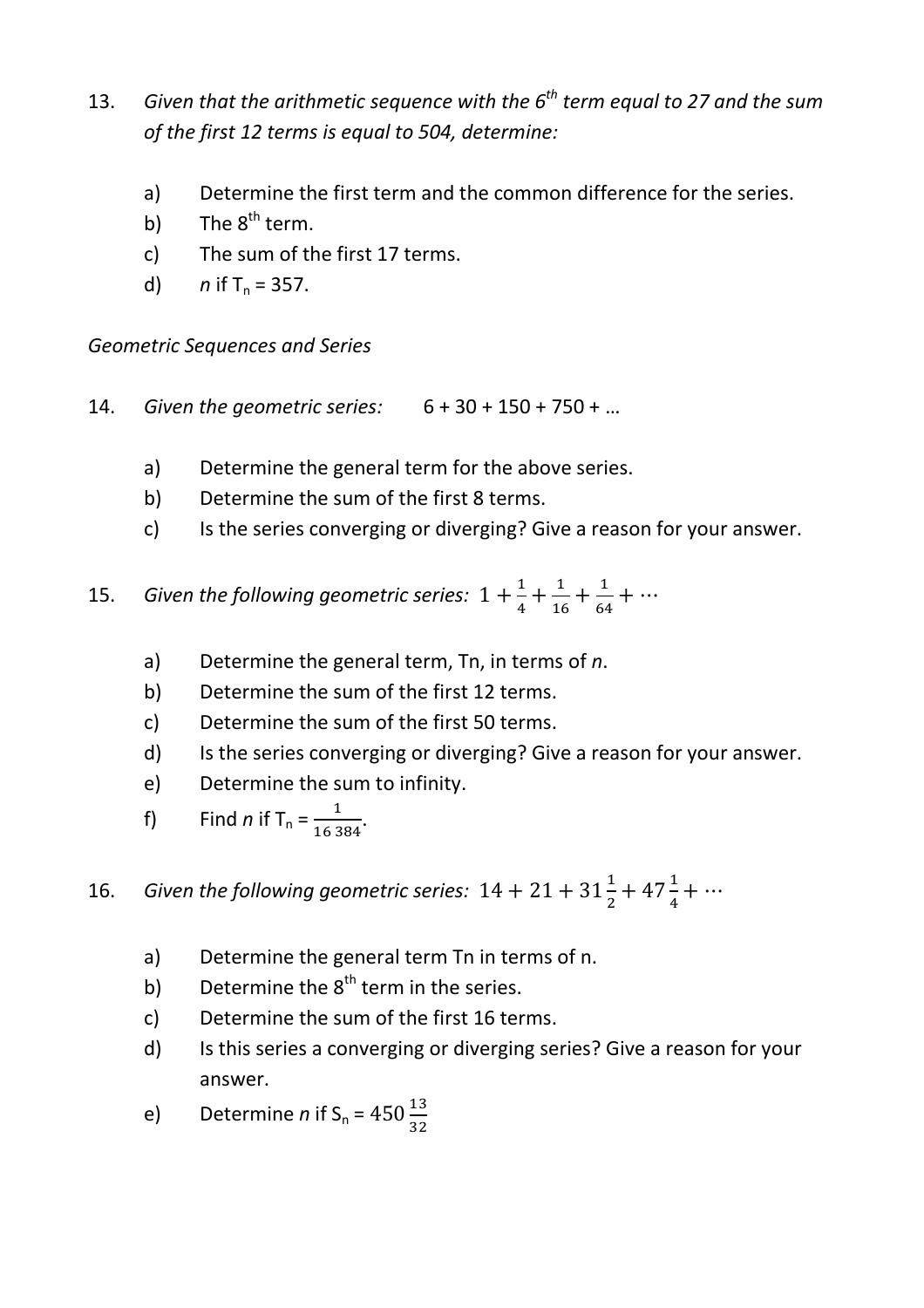13. *Given that the arithmetic sequence with the $6^{th}$ term equal to 27 and the sum of the first 12 terms is equal to 504, determine:*

    a) Determine the first term and the common difference for the series.
    b) The $8^{th}$ term.
    c) The sum of the first 17 terms.
    d) $n$ if $T_n = 357$.

*Geometric Sequences and Series*

14. *Given the geometric series:* 6 + 30 + 150 + 750 + …

    a) Determine the general term for the above series.
    b) Determine the sum of the first 8 terms.
    c) Is the series converging or diverging? Give a reason for your answer.

15. *Given the following geometric series:* $1 + \frac{1}{4} + \frac{1}{16} + \frac{1}{64} + \cdots$

    a) Determine the general term, Tn, in terms of $n$.
    b) Determine the sum of the first 12 terms.
    c) Determine the sum of the first 50 terms.
    d) Is the series converging or diverging? Give a reason for your answer.
    e) Determine the sum to infinity.
    f) Find $n$ if $T_n = \frac{1}{16\,384}$.

16. *Given the following geometric series:* $14 + 21 + 31\frac{1}{2} + 47\frac{1}{4} + \cdots$

    a) Determine the general term Tn in terms of n.
    b) Determine the $8^{th}$ term in the series.
    c) Determine the sum of the first 16 terms.
    d) Is this series a converging or diverging series? Give a reason for your answer.
    e) Determine $n$ if $S_n = 450\frac{13}{32}$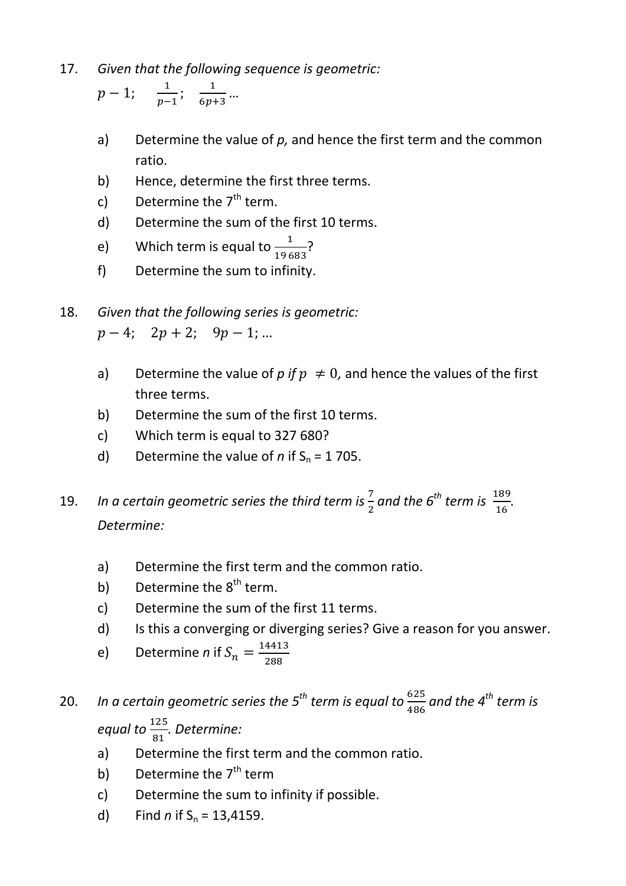17. *Given that the following sequence is geometric:*

    $p - 1; \quad \frac{1}{p-1}; \quad \frac{1}{6p+3} \ldots$

    a) Determine the value of *p,* and hence the first term and the common ratio.

    b) Hence, determine the first three terms.

    c) Determine the 7th term.

    d) Determine the sum of the first 10 terms.

    e) Which term is equal to $\frac{1}{19\,683}$?

    f) Determine the sum to infinity.

18. *Given that the following series is geometric:*

    $p - 4; \quad 2p + 2; \quad 9p - 1; \ldots$

    a) Determine the value of *p if* $p \neq 0$, and hence the values of the first three terms.

    b) Determine the sum of the first 10 terms.

    c) Which term is equal to 327 680?

    d) Determine the value of *n* if $S_n = 1\,705$.

19. *In a certain geometric series the third term is* $\frac{7}{2}$ *and the 6th term is* $\frac{189}{16}$. *Determine:*

    a) Determine the first term and the common ratio.

    b) Determine the 8th term.

    c) Determine the sum of the first 11 terms.

    d) Is this a converging or diverging series? Give a reason for you answer.

    e) Determine *n* if $S_n = \frac{14413}{288}$

20. *In a certain geometric series the 5th term is equal to* $\frac{625}{486}$ *and the 4th term is equal to* $\frac{125}{81}$. *Determine:*

    a) Determine the first term and the common ratio.

    b) Determine the 7th term

    c) Determine the sum to infinity if possible.

    d) Find *n* if $S_n = 13{,}4159$.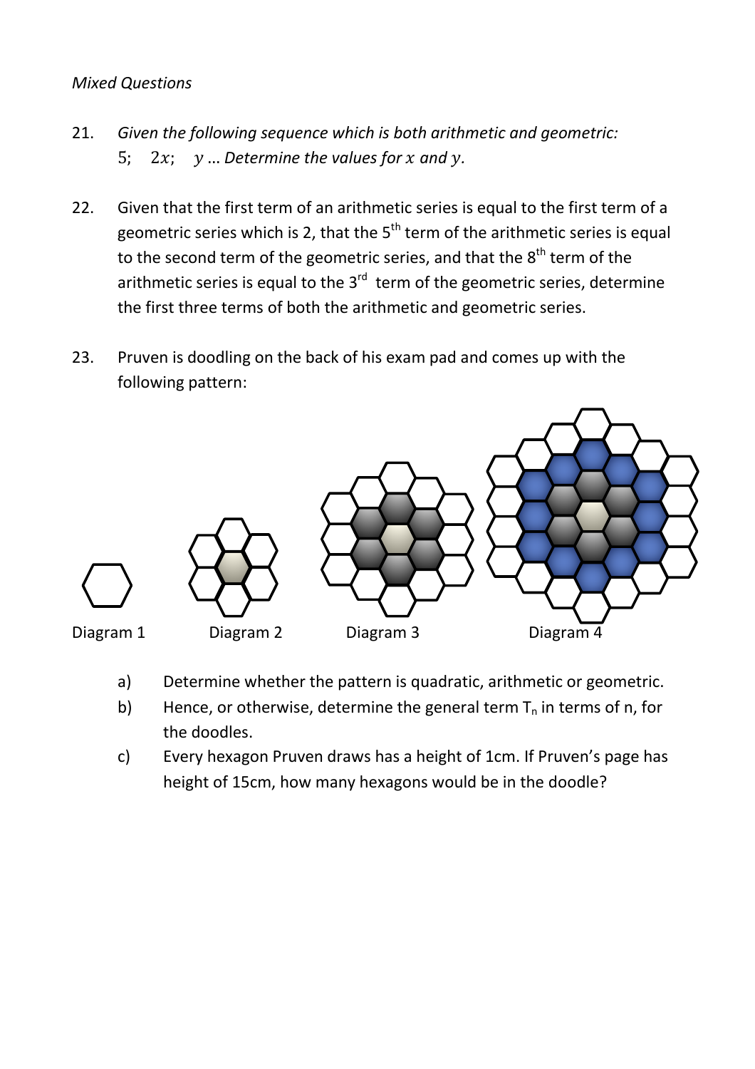*Mixed Questions*

21. *Given the following sequence which is both arithmetic and geometric:*
    $5; \quad 2x; \quad y$ ... *Determine the values for $x$ and $y$.*

22. Given that the first term of an arithmetic series is equal to the first term of a geometric series which is 2, that the 5th term of the arithmetic series is equal to the second term of the geometric series, and that the 8th term of the arithmetic series is equal to the 3rd term of the geometric series, determine the first three terms of both the arithmetic and geometric series.

23. Pruven is doodling on the back of his exam pad and comes up with the following pattern:

Diagram 1 Diagram 2 Diagram 3 Diagram 4

   a) Determine whether the pattern is quadratic, arithmetic or geometric.
   b) Hence, or otherwise, determine the general term $T_n$ in terms of n, for the doodles.
   c) Every hexagon Pruven draws has a height of 1cm. If Pruven's page has height of 15cm, how many hexagons would be in the doodle?